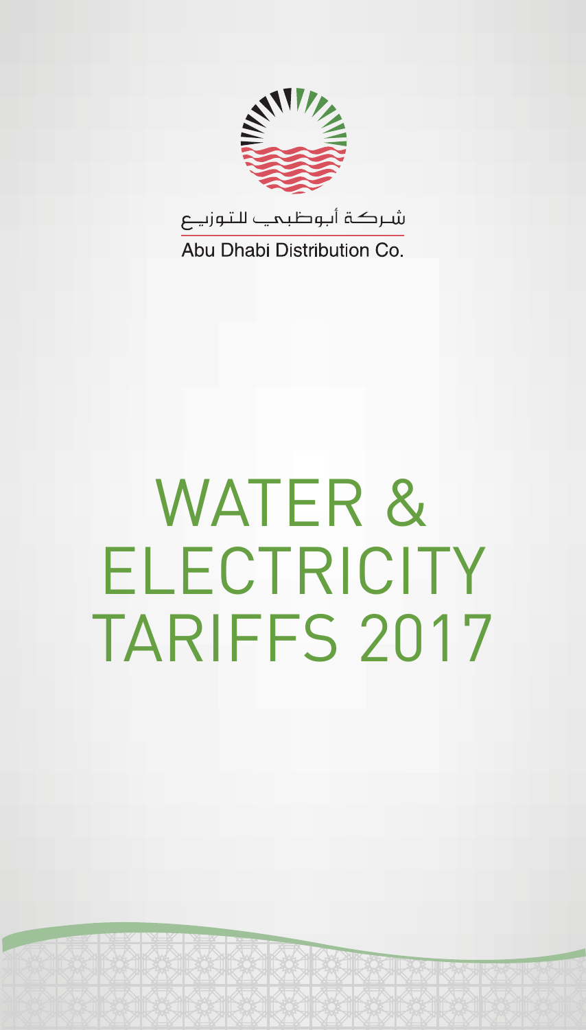شركة أبوظبي للتوزيع

Abu Dhabi Distribution Co.

# WATER & ELECTRICITY TARIFFS 2017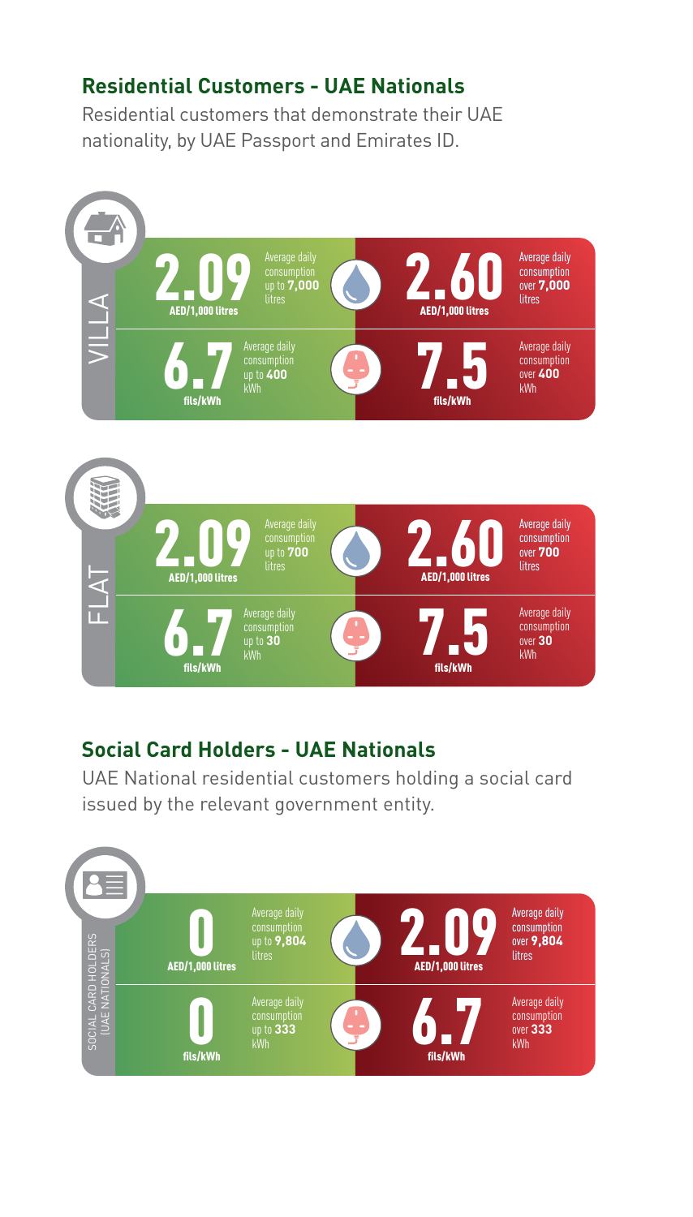## Residential Customers - UAE Nationals

Residential customers that demonstrate their UAE nationality, by UAE Passport and Emirates ID.

### VILLA

| Rate | Condition | Rate | Condition |
|---|---|---|---|
| **2.09** AED/1,000 litres | Average daily consumption up to **7,000** litres | **2.60** AED/1,000 litres | Average daily consumption over **7,000** litres |
| **6.7** fils/kWh | Average daily consumption up to **400** kWh | **7.5** fils/kWh | Average daily consumption over **400** kWh |

### FLAT

| Rate | Condition | Rate | Condition |
|---|---|---|---|
| **2.09** AED/1,000 litres | Average daily consumption up to **700** litres | **2.60** AED/1,000 litres | Average daily consumption over **700** litres |
| **6.7** fils/kWh | Average daily consumption up to **30** kWh | **7.5** fils/kWh | Average daily consumption over **30** kWh |

## Social Card Holders - UAE Nationals

UAE National residential customers holding a social card issued by the relevant government entity.

### SOCIAL CARD HOLDERS (UAE NATIONALS)

| Rate | Condition | Rate | Condition |
|---|---|---|---|
| **0** AED/1,000 litres | Average daily consumption up to **9,804** litres | **2.09** AED/1,000 litres | Average daily consumption over **9,804** litres |
| **0** fils/kWh | Average daily consumption up to **333** kWh | **6.7** fils/kWh | Average daily consumption over **333** kWh |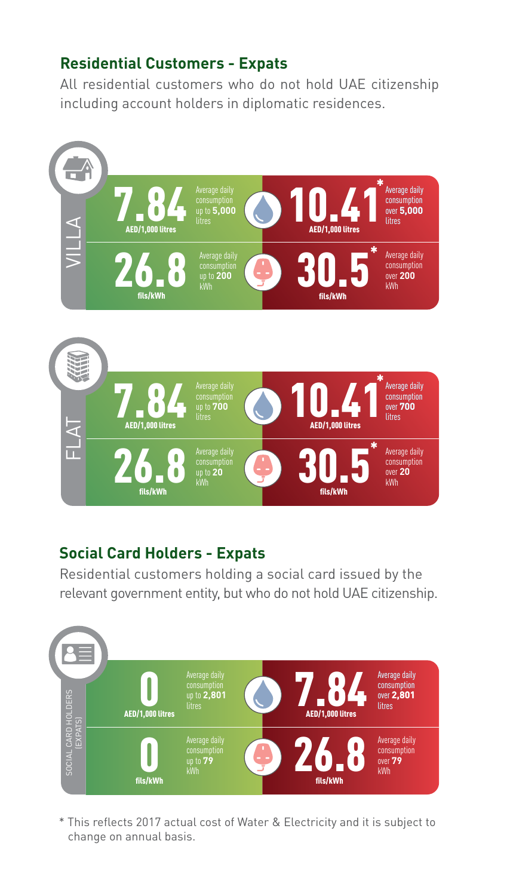## Residential Customers - Expats

All residential customers who do not hold UAE citizenship including account holders in diplomatic residences.

### VILLA

| | Rate | Consumption | Rate | Consumption |
|---|---|---|---|---|
| Water | 7.84 AED/1,000 litres | Average daily consumption up to **5,000** litres | 10.41* AED/1,000 litres | Average daily consumption over **5,000** litres |
| Electricity | 26.8 fils/kWh | Average daily consumption up to **200** kWh | 30.5* fils/kWh | Average daily consumption over **200** kWh |

### FLAT

| | Rate | Consumption | Rate | Consumption |
|---|---|---|---|---|
| Water | 7.84 AED/1,000 litres | Average daily consumption up to **700** litres | 10.41* AED/1,000 litres | Average daily consumption over **700** litres |
| Electricity | 26.8 fils/kWh | Average daily consumption up to **20** kWh | 30.5* fils/kWh | Average daily consumption over **20** kWh |

## Social Card Holders - Expats

Residential customers holding a social card issued by the relevant government entity, but who do not hold UAE citizenship.

### SOCIAL CARD HOLDERS (EXPATS)

| | Rate | Consumption | Rate | Consumption |
|---|---|---|---|---|
| Water | 0 AED/1,000 litres | Average daily consumption up to **2,801** litres | 7.84 AED/1,000 litres | Average daily consumption over **2,801** litres |
| Electricity | 0 fils/kWh | Average daily consumption up to **79** kWh | 26.8 fils/kWh | Average daily consumption over **79** kWh |

\* This reflects 2017 actual cost of Water & Electricity and it is subject to change on annual basis.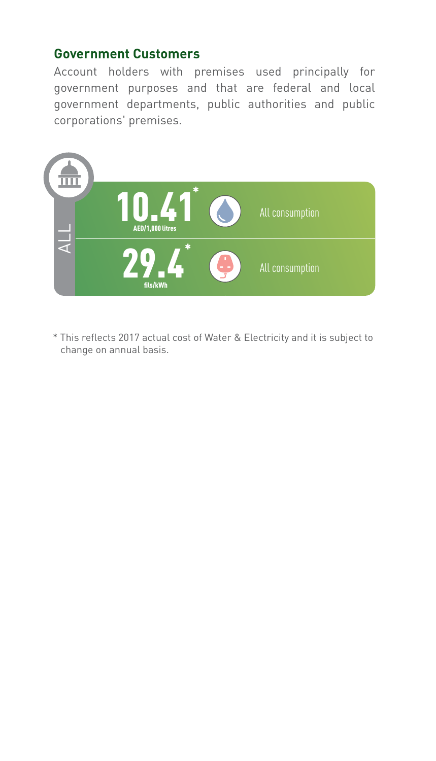## Government Customers

Account holders with premises used principally for government purposes and that are federal and local government departments, public authorities and public corporations' premises.

| Category | Rate | Unit | Type | Consumption |
|---|---|---|---|---|
| ALL | 10.41* | AED/1,000 litres | Water | All consumption |
| ALL | 29.4* | fils/kWh | Electricity | All consumption |

* This reflects 2017 actual cost of Water & Electricity and it is subject to change on annual basis.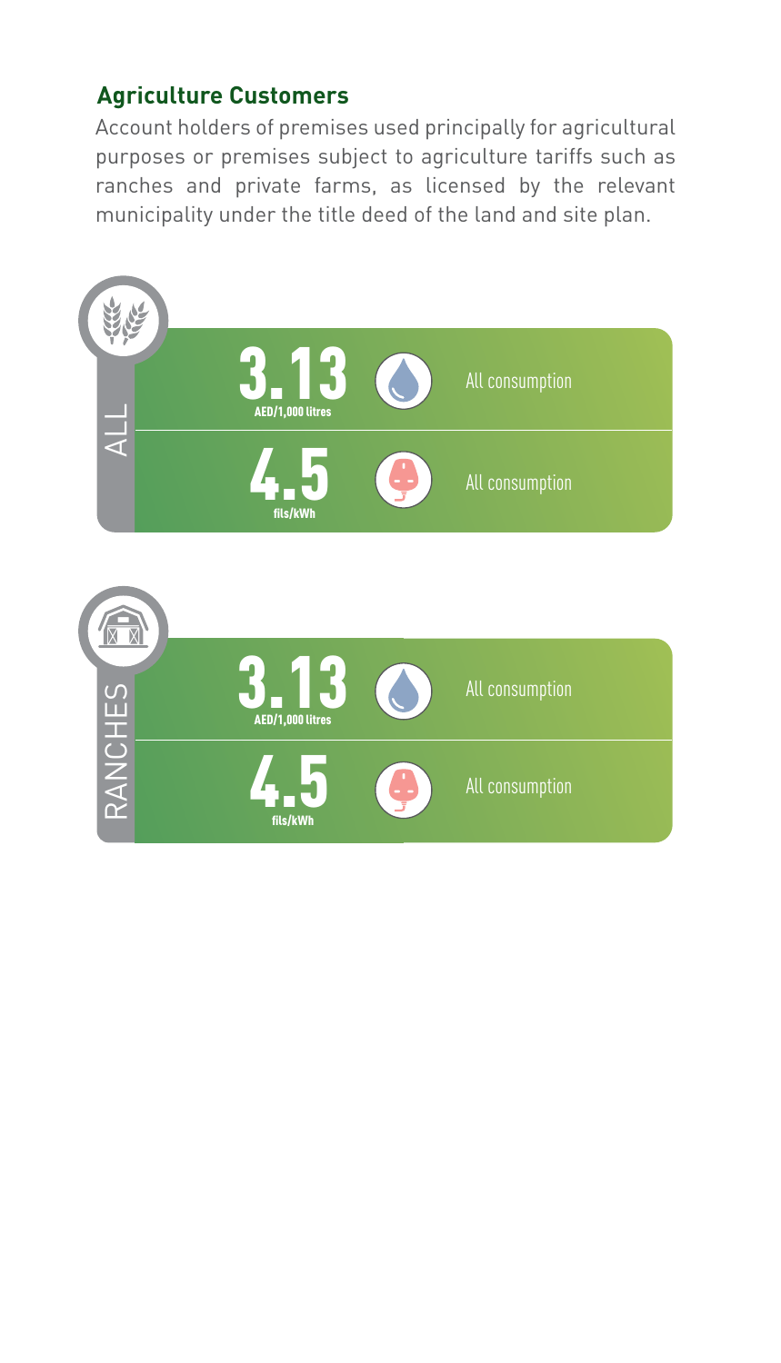## Agriculture Customers

Account holders of premises used principally for agricultural purposes or premises subject to agriculture tariffs such as ranches and private farms, as licensed by the relevant municipality under the title deed of the land and site plan.

### ALL

| Tariff | Unit | Consumption |
| --- | --- | --- |
| 3.13 | AED/1,000 litres | All consumption |
| 4.5 | fils/kWh | All consumption |

### RANCHES

| Tariff | Unit | Consumption |
| --- | --- | --- |
| 3.13 | AED/1,000 litres | All consumption |
| 4.5 | fils/kWh | All consumption |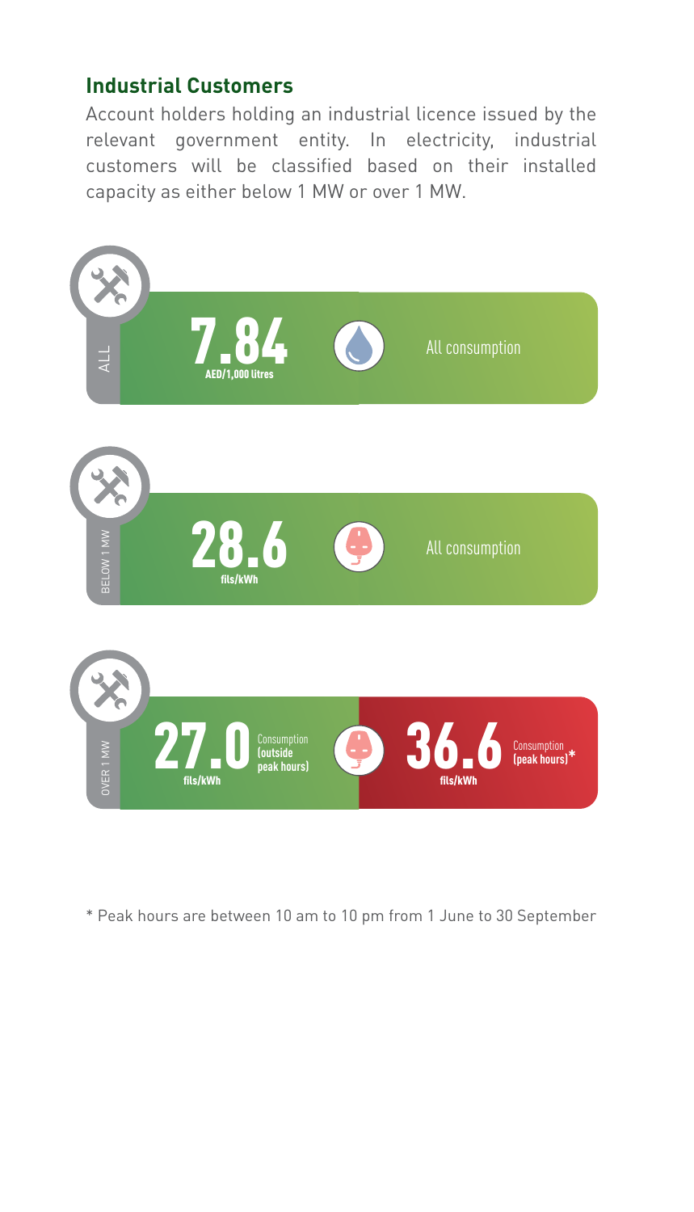## Industrial Customers

Account holders holding an industrial licence issued by the relevant government entity. In electricity, industrial customers will be classified based on their installed capacity as either below 1 MW or over 1 MW.

| Category | Rate | Consumption |
| --- | --- | --- |
| ALL (Water) | 7.84 AED/1,000 litres | All consumption |
| BELOW 1 MW (Electricity) | 28.6 fils/kWh | All consumption |
| OVER 1 MW (Electricity) | 27.0 fils/kWh | Consumption **(outside peak hours)** |
| OVER 1 MW (Electricity) | 36.6 fils/kWh | Consumption **(peak hours)***|

* Peak hours are between 10 am to 10 pm from 1 June to 30 September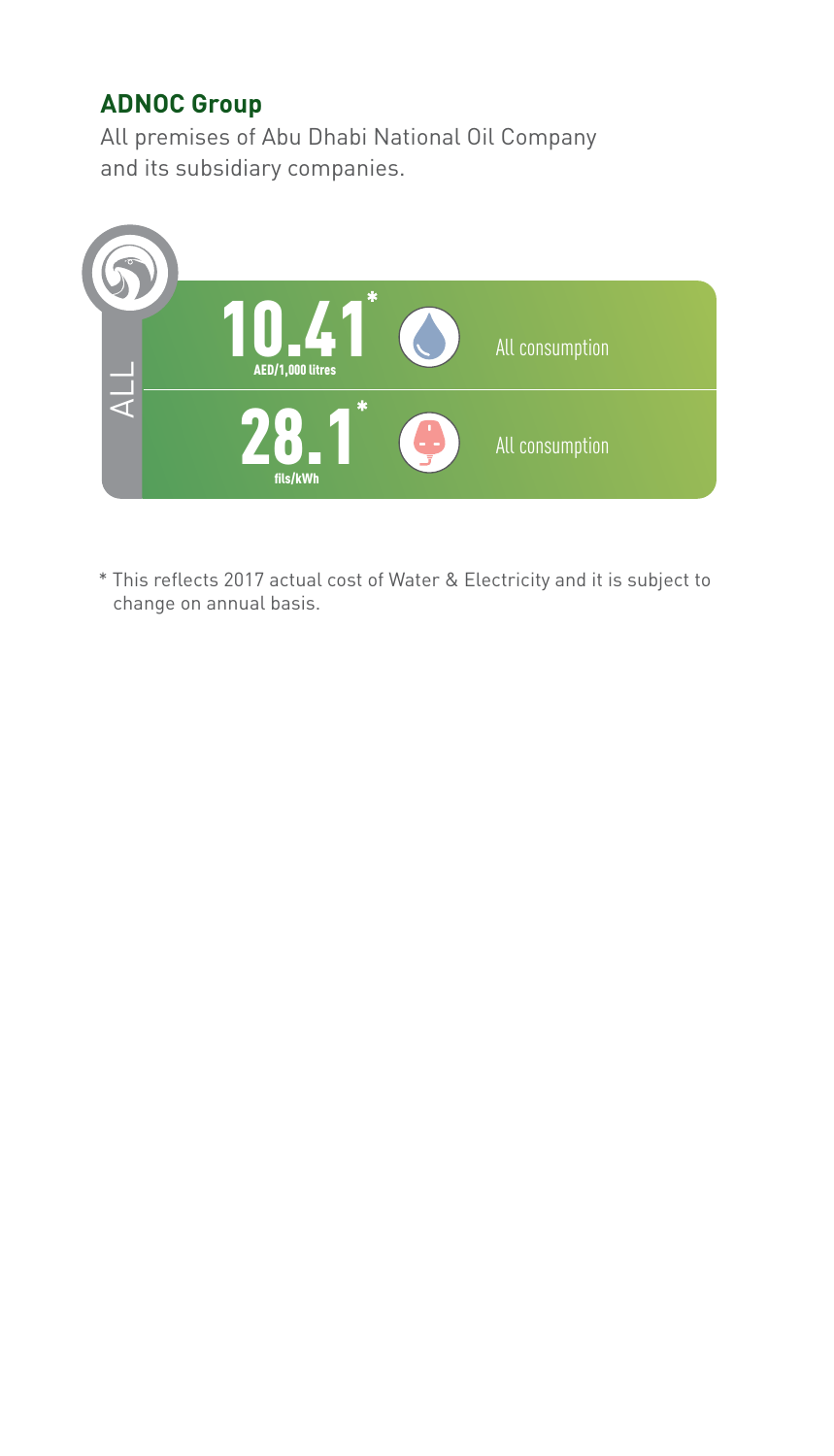## ADNOC Group

All premises of Abu Dhabi National Oil Company and its subsidiary companies.

| ALL | | |
|---|---|---|
| **10.41*** AED/1,000 litres | Water | All consumption |
| **28.1*** fils/kWh | Electricity | All consumption |

* This reflects 2017 actual cost of Water & Electricity and it is subject to change on annual basis.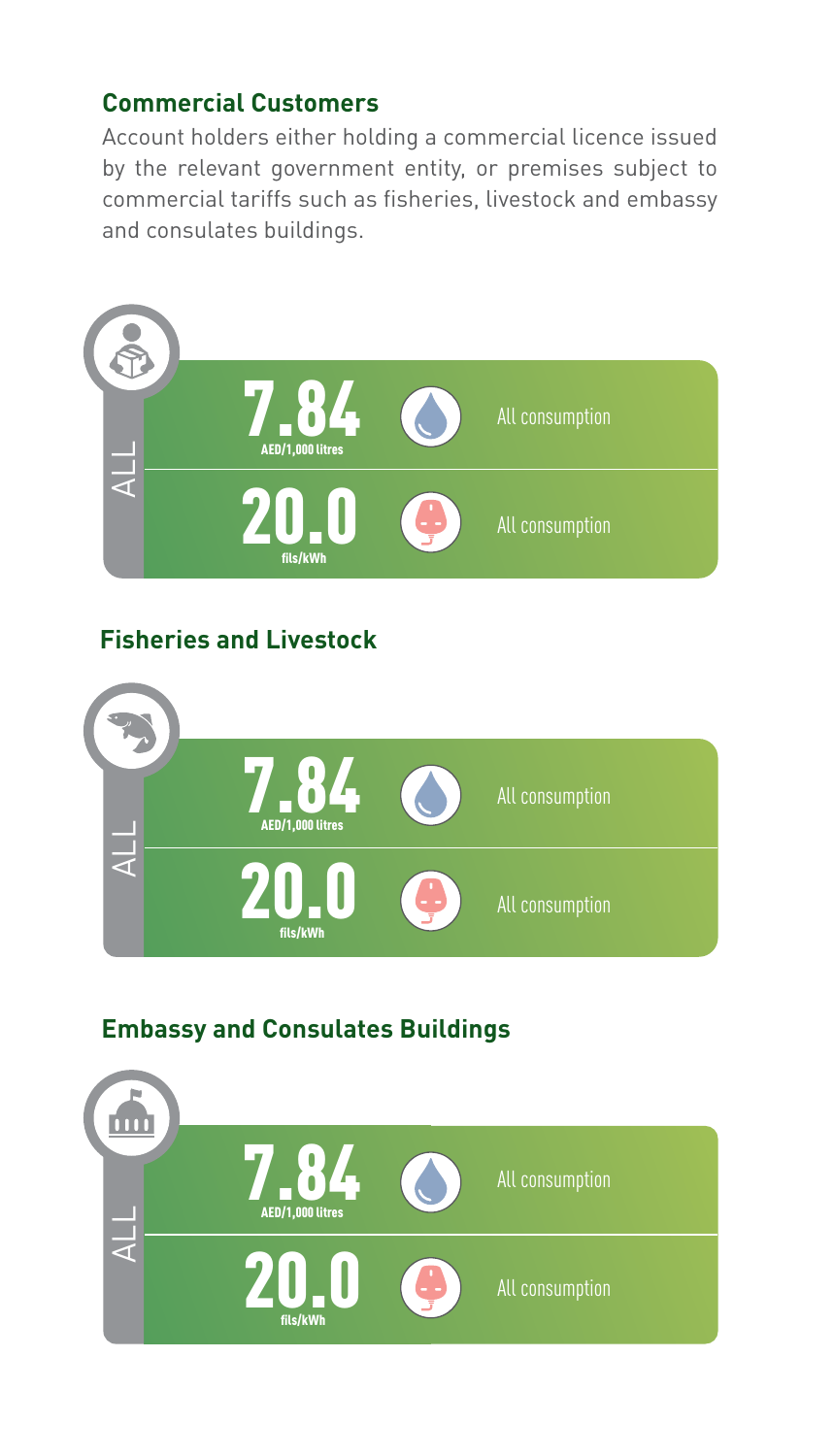## Commercial Customers

Account holders either holding a commercial licence issued by the relevant government entity, or premises subject to commercial tariffs such as fisheries, livestock and embassy and consulates buildings.

| | Rate | Unit | Type | Consumption |
|---|---|---|---|---|
| ALL | 7.84 | AED/1,000 litres | Water | All consumption |
| | 20.0 | fils/kWh | Electricity | All consumption |

## Fisheries and Livestock

| | Rate | Unit | Type | Consumption |
|---|---|---|---|---|
| ALL | 7.84 | AED/1,000 litres | Water | All consumption |
| | 20.0 | fils/kWh | Electricity | All consumption |

## Embassy and Consulates Buildings

| | Rate | Unit | Type | Consumption |
|---|---|---|---|---|
| ALL | 7.84 | AED/1,000 litres | Water | All consumption |
| | 20.0 | fils/kWh | Electricity | All consumption |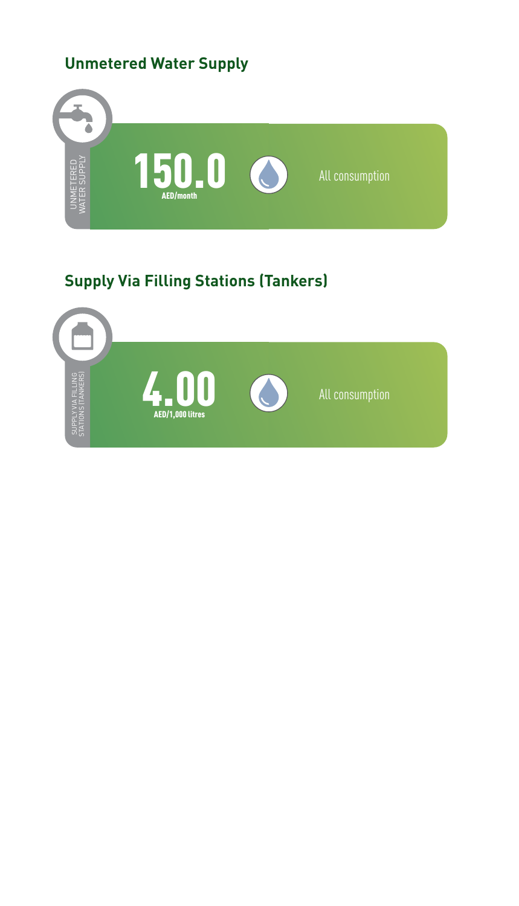## Unmetered Water Supply

UNMETERED WATER SUPPLY

150.0
AED/month

All consumption

## Supply Via Filling Stations (Tankers)

SUPPLY VIA FILLING STATIONS (TANKERS)

4.00
AED/1,000 litres

All consumption